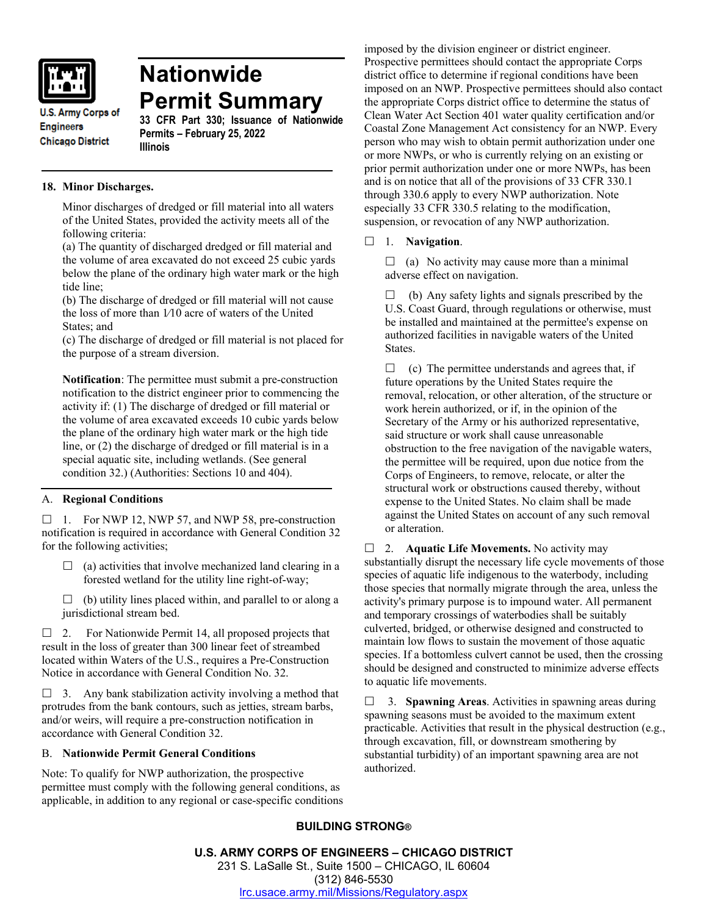U.S. Army Corps of Engineers
Chicago District

# Nationwide Permit Summary

**33 CFR Part 330; Issuance of Nationwide Permits – February 25, 2022**
**Illinois**

## 18. Minor Discharges.

Minor discharges of dredged or fill material into all waters of the United States, provided the activity meets all of the following criteria:
(a) The quantity of discharged dredged or fill material and the volume of area excavated do not exceed 25 cubic yards below the plane of the ordinary high water mark or the high tide line;
(b) The discharge of dredged or fill material will not cause the loss of more than 1/10 acre of waters of the United States; and
(c) The discharge of dredged or fill material is not placed for the purpose of a stream diversion.

**Notification**: The permittee must submit a pre-construction notification to the district engineer prior to commencing the activity if: (1) The discharge of dredged or fill material or the volume of area excavated exceeds 10 cubic yards below the plane of the ordinary high water mark or the high tide line, or (2) the discharge of dredged or fill material is in a special aquatic site, including wetlands. (See general condition 32.) (Authorities: Sections 10 and 404).

## A. Regional Conditions

☐ 1. For NWP 12, NWP 57, and NWP 58, pre-construction notification is required in accordance with General Condition 32 for the following activities;

☐ (a) activities that involve mechanized land clearing in a forested wetland for the utility line right-of-way;

☐ (b) utility lines placed within, and parallel to or along a jurisdictional stream bed.

☐ 2. For Nationwide Permit 14, all proposed projects that result in the loss of greater than 300 linear feet of streambed located within Waters of the U.S., requires a Pre-Construction Notice in accordance with General Condition No. 32.

☐ 3. Any bank stabilization activity involving a method that protrudes from the bank contours, such as jetties, stream barbs, and/or weirs, will require a pre-construction notification in accordance with General Condition 32.

## B. Nationwide Permit General Conditions

Note: To qualify for NWP authorization, the prospective permittee must comply with the following general conditions, as applicable, in addition to any regional or case-specific conditions imposed by the division engineer or district engineer. Prospective permittees should contact the appropriate Corps district office to determine if regional conditions have been imposed on an NWP. Prospective permittees should also contact the appropriate Corps district office to determine the status of Clean Water Act Section 401 water quality certification and/or Coastal Zone Management Act consistency for an NWP. Every person who may wish to obtain permit authorization under one or more NWPs, or who is currently relying on an existing or prior permit authorization under one or more NWPs, has been and is on notice that all of the provisions of 33 CFR 330.1 through 330.6 apply to every NWP authorization. Note especially 33 CFR 330.5 relating to the modification, suspension, or revocation of any NWP authorization.

☐ 1. **Navigation**.

☐ (a) No activity may cause more than a minimal adverse effect on navigation.

☐ (b) Any safety lights and signals prescribed by the U.S. Coast Guard, through regulations or otherwise, must be installed and maintained at the permittee's expense on authorized facilities in navigable waters of the United States.

☐ (c) The permittee understands and agrees that, if future operations by the United States require the removal, relocation, or other alteration, of the structure or work herein authorized, or if, in the opinion of the Secretary of the Army or his authorized representative, said structure or work shall cause unreasonable obstruction to the free navigation of the navigable waters, the permittee will be required, upon due notice from the Corps of Engineers, to remove, relocate, or alter the structural work or obstructions caused thereby, without expense to the United States. No claim shall be made against the United States on account of any such removal or alteration.

☐ 2. **Aquatic Life Movements.** No activity may substantially disrupt the necessary life cycle movements of those species of aquatic life indigenous to the waterbody, including those species that normally migrate through the area, unless the activity's primary purpose is to impound water. All permanent and temporary crossings of waterbodies shall be suitably culverted, bridged, or otherwise designed and constructed to maintain low flows to sustain the movement of those aquatic species. If a bottomless culvert cannot be used, then the crossing should be designed and constructed to minimize adverse effects to aquatic life movements.

☐ 3. **Spawning Areas**. Activities in spawning areas during spawning seasons must be avoided to the maximum extent practicable. Activities that result in the physical destruction (e.g., through excavation, fill, or downstream smothering by substantial turbidity) of an important spawning area are not authorized.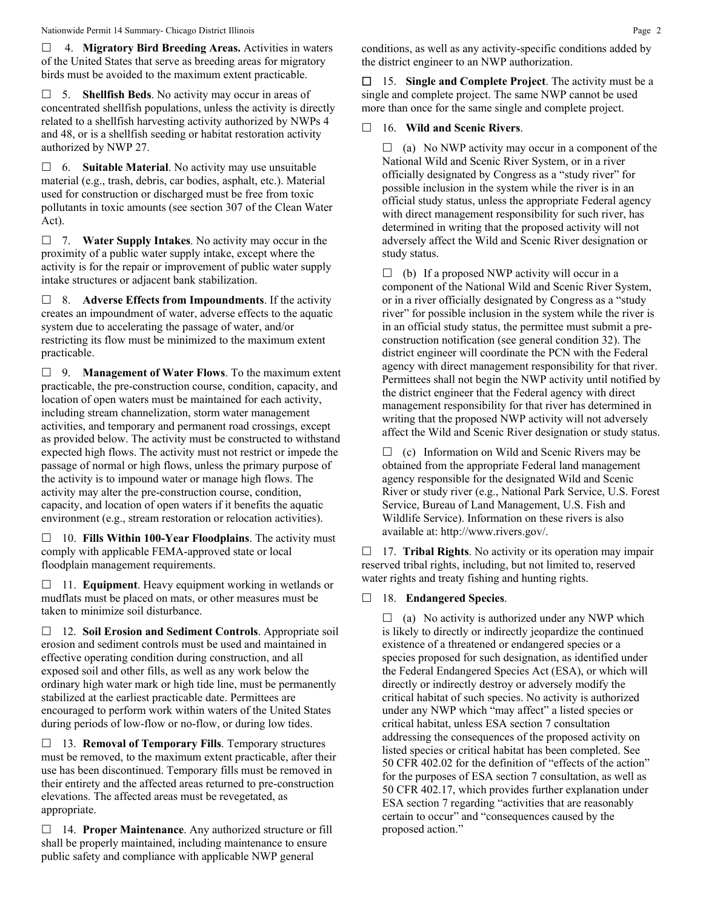☐ 4. **Migratory Bird Breeding Areas.** Activities in waters of the United States that serve as breeding areas for migratory birds must be avoided to the maximum extent practicable.

☐ 5. **Shellfish Beds**. No activity may occur in areas of concentrated shellfish populations, unless the activity is directly related to a shellfish harvesting activity authorized by NWPs 4 and 48, or is a shellfish seeding or habitat restoration activity authorized by NWP 27.

☐ 6. **Suitable Material**. No activity may use unsuitable material (e.g., trash, debris, car bodies, asphalt, etc.). Material used for construction or discharged must be free from toxic pollutants in toxic amounts (see section 307 of the Clean Water Act).

☐ 7. **Water Supply Intakes**. No activity may occur in the proximity of a public water supply intake, except where the activity is for the repair or improvement of public water supply intake structures or adjacent bank stabilization.

☐ 8. **Adverse Effects from Impoundments**. If the activity creates an impoundment of water, adverse effects to the aquatic system due to accelerating the passage of water, and/or restricting its flow must be minimized to the maximum extent practicable.

☐ 9. **Management of Water Flows**. To the maximum extent practicable, the pre-construction course, condition, capacity, and location of open waters must be maintained for each activity, including stream channelization, storm water management activities, and temporary and permanent road crossings, except as provided below. The activity must be constructed to withstand expected high flows. The activity must not restrict or impede the passage of normal or high flows, unless the primary purpose of the activity is to impound water or manage high flows. The activity may alter the pre-construction course, condition, capacity, and location of open waters if it benefits the aquatic environment (e.g., stream restoration or relocation activities).

☐ 10. **Fills Within 100-Year Floodplains**. The activity must comply with applicable FEMA-approved state or local floodplain management requirements.

☐ 11. **Equipment**. Heavy equipment working in wetlands or mudflats must be placed on mats, or other measures must be taken to minimize soil disturbance.

☐ 12. **Soil Erosion and Sediment Controls**. Appropriate soil erosion and sediment controls must be used and maintained in effective operating condition during construction, and all exposed soil and other fills, as well as any work below the ordinary high water mark or high tide line, must be permanently stabilized at the earliest practicable date. Permittees are encouraged to perform work within waters of the United States during periods of low-flow or no-flow, or during low tides.

☐ 13. **Removal of Temporary Fills**. Temporary structures must be removed, to the maximum extent practicable, after their use has been discontinued. Temporary fills must be removed in their entirety and the affected areas returned to pre-construction elevations. The affected areas must be revegetated, as appropriate.

☐ 14. **Proper Maintenance**. Any authorized structure or fill shall be properly maintained, including maintenance to ensure public safety and compliance with applicable NWP general conditions, as well as any activity-specific conditions added by the district engineer to an NWP authorization.

☐ 15. **Single and Complete Project**. The activity must be a single and complete project. The same NWP cannot be used more than once for the same single and complete project.

☐ 16. **Wild and Scenic Rivers**.

☐ (a) No NWP activity may occur in a component of the National Wild and Scenic River System, or in a river officially designated by Congress as a "study river" for possible inclusion in the system while the river is in an official study status, unless the appropriate Federal agency with direct management responsibility for such river, has determined in writing that the proposed activity will not adversely affect the Wild and Scenic River designation or study status.

☐ (b) If a proposed NWP activity will occur in a component of the National Wild and Scenic River System, or in a river officially designated by Congress as a "study river" for possible inclusion in the system while the river is in an official study status, the permittee must submit a pre-construction notification (see general condition 32). The district engineer will coordinate the PCN with the Federal agency with direct management responsibility for that river. Permittees shall not begin the NWP activity until notified by the district engineer that the Federal agency with direct management responsibility for that river has determined in writing that the proposed NWP activity will not adversely affect the Wild and Scenic River designation or study status.

☐ (c) Information on Wild and Scenic Rivers may be obtained from the appropriate Federal land management agency responsible for the designated Wild and Scenic River or study river (e.g., National Park Service, U.S. Forest Service, Bureau of Land Management, U.S. Fish and Wildlife Service). Information on these rivers is also available at: http://www.rivers.gov/.

☐ 17. **Tribal Rights**. No activity or its operation may impair reserved tribal rights, including, but not limited to, reserved water rights and treaty fishing and hunting rights.

☐ 18. **Endangered Species**.

☐ (a) No activity is authorized under any NWP which is likely to directly or indirectly jeopardize the continued existence of a threatened or endangered species or a species proposed for such designation, as identified under the Federal Endangered Species Act (ESA), or which will directly or indirectly destroy or adversely modify the critical habitat of such species. No activity is authorized under any NWP which "may affect" a listed species or critical habitat, unless ESA section 7 consultation addressing the consequences of the proposed activity on listed species or critical habitat has been completed. See 50 CFR 402.02 for the definition of "effects of the action" for the purposes of ESA section 7 consultation, as well as 50 CFR 402.17, which provides further explanation under ESA section 7 regarding "activities that are reasonably certain to occur" and "consequences caused by the proposed action."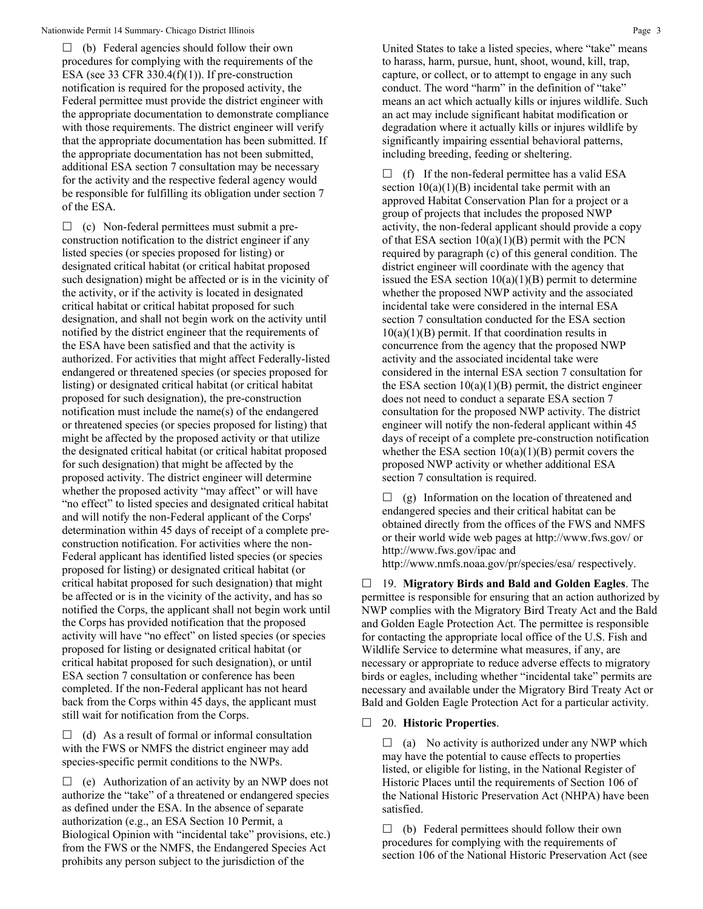☐ (b) Federal agencies should follow their own procedures for complying with the requirements of the ESA (see 33 CFR 330.4(f)(1)). If pre-construction notification is required for the proposed activity, the Federal permittee must provide the district engineer with the appropriate documentation to demonstrate compliance with those requirements. The district engineer will verify that the appropriate documentation has been submitted. If the appropriate documentation has not been submitted, additional ESA section 7 consultation may be necessary for the activity and the respective federal agency would be responsible for fulfilling its obligation under section 7 of the ESA.

☐ (c) Non-federal permittees must submit a pre-construction notification to the district engineer if any listed species (or species proposed for listing) or designated critical habitat (or critical habitat proposed such designation) might be affected or is in the vicinity of the activity, or if the activity is located in designated critical habitat or critical habitat proposed for such designation, and shall not begin work on the activity until notified by the district engineer that the requirements of the ESA have been satisfied and that the activity is authorized. For activities that might affect Federally-listed endangered or threatened species (or species proposed for listing) or designated critical habitat (or critical habitat proposed for such designation), the pre-construction notification must include the name(s) of the endangered or threatened species (or species proposed for listing) that might be affected by the proposed activity or that utilize the designated critical habitat (or critical habitat proposed for such designation) that might be affected by the proposed activity. The district engineer will determine whether the proposed activity "may affect" or will have "no effect" to listed species and designated critical habitat and will notify the non-Federal applicant of the Corps' determination within 45 days of receipt of a complete pre-construction notification. For activities where the non-Federal applicant has identified listed species (or species proposed for listing) or designated critical habitat (or critical habitat proposed for such designation) that might be affected or is in the vicinity of the activity, and has so notified the Corps, the applicant shall not begin work until the Corps has provided notification that the proposed activity will have "no effect" on listed species (or species proposed for listing or designated critical habitat (or critical habitat proposed for such designation), or until ESA section 7 consultation or conference has been completed. If the non-Federal applicant has not heard back from the Corps within 45 days, the applicant must still wait for notification from the Corps.

☐ (d) As a result of formal or informal consultation with the FWS or NMFS the district engineer may add species-specific permit conditions to the NWPs.

☐ (e) Authorization of an activity by an NWP does not authorize the "take" of a threatened or endangered species as defined under the ESA. In the absence of separate authorization (e.g., an ESA Section 10 Permit, a Biological Opinion with "incidental take" provisions, etc.) from the FWS or the NMFS, the Endangered Species Act prohibits any person subject to the jurisdiction of the United States to take a listed species, where "take" means to harass, harm, pursue, hunt, shoot, wound, kill, trap, capture, or collect, or to attempt to engage in any such conduct. The word "harm" in the definition of "take" means an act which actually kills or injures wildlife. Such an act may include significant habitat modification or degradation where it actually kills or injures wildlife by significantly impairing essential behavioral patterns, including breeding, feeding or sheltering.

☐ (f) If the non-federal permittee has a valid ESA section 10(a)(1)(B) incidental take permit with an approved Habitat Conservation Plan for a project or a group of projects that includes the proposed NWP activity, the non-federal applicant should provide a copy of that ESA section 10(a)(1)(B) permit with the PCN required by paragraph (c) of this general condition. The district engineer will coordinate with the agency that issued the ESA section 10(a)(1)(B) permit to determine whether the proposed NWP activity and the associated incidental take were considered in the internal ESA section 7 consultation conducted for the ESA section 10(a)(1)(B) permit. If that coordination results in concurrence from the agency that the proposed NWP activity and the associated incidental take were considered in the internal ESA section 7 consultation for the ESA section 10(a)(1)(B) permit, the district engineer does not need to conduct a separate ESA section 7 consultation for the proposed NWP activity. The district engineer will notify the non-federal applicant within 45 days of receipt of a complete pre-construction notification whether the ESA section 10(a)(1)(B) permit covers the proposed NWP activity or whether additional ESA section 7 consultation is required.

☐ (g) Information on the location of threatened and endangered species and their critical habitat can be obtained directly from the offices of the FWS and NMFS or their world wide web pages at http://www.fws.gov/ or http://www.fws.gov/ipac and http://www.nmfs.noaa.gov/pr/species/esa/ respectively.

☐ 19. **Migratory Birds and Bald and Golden Eagles**. The permittee is responsible for ensuring that an action authorized by NWP complies with the Migratory Bird Treaty Act and the Bald and Golden Eagle Protection Act. The permittee is responsible for contacting the appropriate local office of the U.S. Fish and Wildlife Service to determine what measures, if any, are necessary or appropriate to reduce adverse effects to migratory birds or eagles, including whether "incidental take" permits are necessary and available under the Migratory Bird Treaty Act or Bald and Golden Eagle Protection Act for a particular activity.

☐ 20. **Historic Properties**.

☐ (a) No activity is authorized under any NWP which may have the potential to cause effects to properties listed, or eligible for listing, in the National Register of Historic Places until the requirements of Section 106 of the National Historic Preservation Act (NHPA) have been satisfied.

☐ (b) Federal permittees should follow their own procedures for complying with the requirements of section 106 of the National Historic Preservation Act (see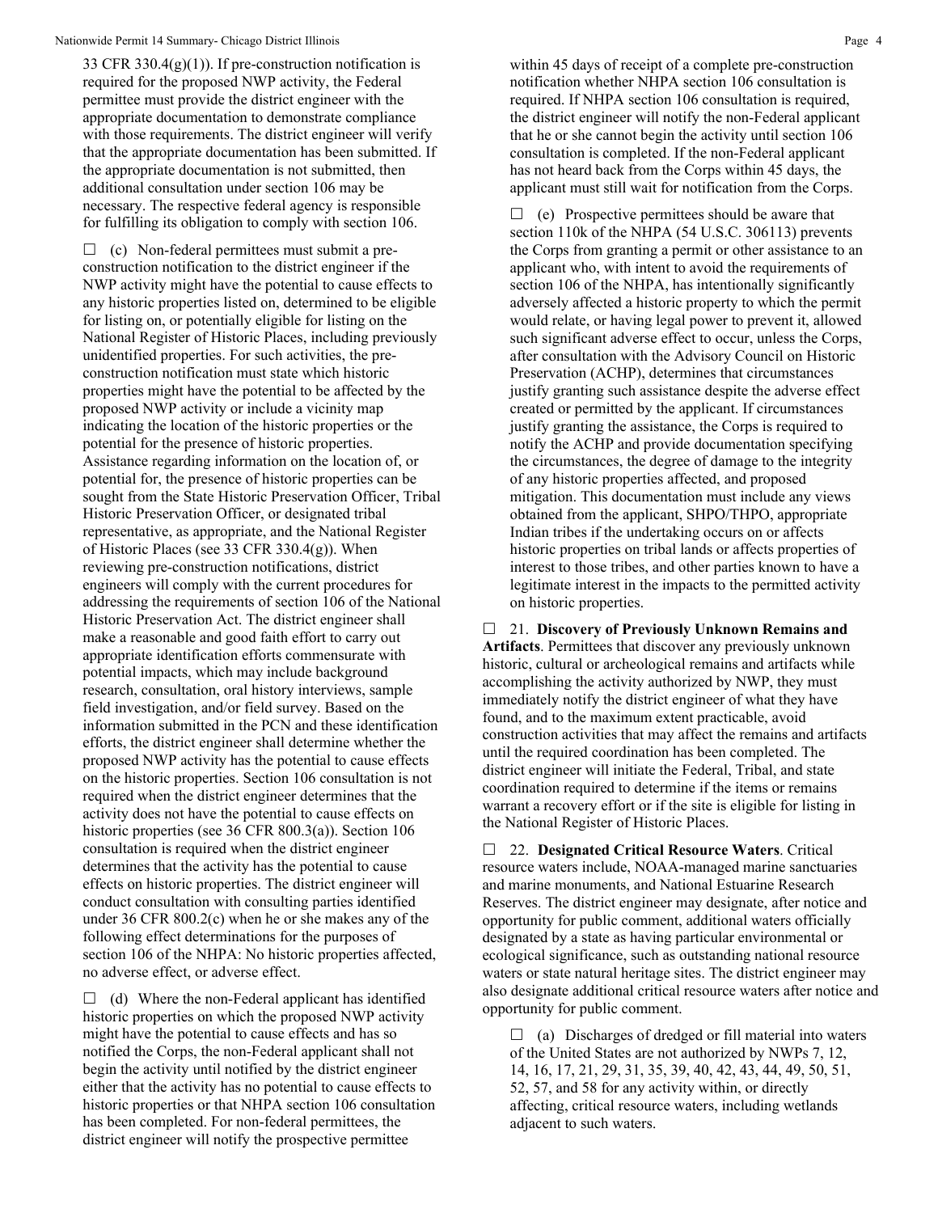33 CFR 330.4(g)(1)). If pre-construction notification is required for the proposed NWP activity, the Federal permittee must provide the district engineer with the appropriate documentation to demonstrate compliance with those requirements. The district engineer will verify that the appropriate documentation has been submitted. If the appropriate documentation is not submitted, then additional consultation under section 106 may be necessary. The respective federal agency is responsible for fulfilling its obligation to comply with section 106.

☐ (c) Non-federal permittees must submit a pre-construction notification to the district engineer if the NWP activity might have the potential to cause effects to any historic properties listed on, determined to be eligible for listing on, or potentially eligible for listing on the National Register of Historic Places, including previously unidentified properties. For such activities, the pre-construction notification must state which historic properties might have the potential to be affected by the proposed NWP activity or include a vicinity map indicating the location of the historic properties or the potential for the presence of historic properties. Assistance regarding information on the location of, or potential for, the presence of historic properties can be sought from the State Historic Preservation Officer, Tribal Historic Preservation Officer, or designated tribal representative, as appropriate, and the National Register of Historic Places (see 33 CFR 330.4(g)). When reviewing pre-construction notifications, district engineers will comply with the current procedures for addressing the requirements of section 106 of the National Historic Preservation Act. The district engineer shall make a reasonable and good faith effort to carry out appropriate identification efforts commensurate with potential impacts, which may include background research, consultation, oral history interviews, sample field investigation, and/or field survey. Based on the information submitted in the PCN and these identification efforts, the district engineer shall determine whether the proposed NWP activity has the potential to cause effects on the historic properties. Section 106 consultation is not required when the district engineer determines that the activity does not have the potential to cause effects on historic properties (see 36 CFR 800.3(a)). Section 106 consultation is required when the district engineer determines that the activity has the potential to cause effects on historic properties. The district engineer will conduct consultation with consulting parties identified under 36 CFR 800.2(c) when he or she makes any of the following effect determinations for the purposes of section 106 of the NHPA: No historic properties affected, no adverse effect, or adverse effect.

☐ (d) Where the non-Federal applicant has identified historic properties on which the proposed NWP activity might have the potential to cause effects and has so notified the Corps, the non-Federal applicant shall not begin the activity until notified by the district engineer either that the activity has no potential to cause effects to historic properties or that NHPA section 106 consultation has been completed. For non-federal permittees, the district engineer will notify the prospective permittee within 45 days of receipt of a complete pre-construction notification whether NHPA section 106 consultation is required. If NHPA section 106 consultation is required, the district engineer will notify the non-Federal applicant that he or she cannot begin the activity until section 106 consultation is completed. If the non-Federal applicant has not heard back from the Corps within 45 days, the applicant must still wait for notification from the Corps.

☐ (e) Prospective permittees should be aware that section 110k of the NHPA (54 U.S.C. 306113) prevents the Corps from granting a permit or other assistance to an applicant who, with intent to avoid the requirements of section 106 of the NHPA, has intentionally significantly adversely affected a historic property to which the permit would relate, or having legal power to prevent it, allowed such significant adverse effect to occur, unless the Corps, after consultation with the Advisory Council on Historic Preservation (ACHP), determines that circumstances justify granting such assistance despite the adverse effect created or permitted by the applicant. If circumstances justify granting the assistance, the Corps is required to notify the ACHP and provide documentation specifying the circumstances, the degree of damage to the integrity of any historic properties affected, and proposed mitigation. This documentation must include any views obtained from the applicant, SHPO/THPO, appropriate Indian tribes if the undertaking occurs on or affects historic properties on tribal lands or affects properties of interest to those tribes, and other parties known to have a legitimate interest in the impacts to the permitted activity on historic properties.

☐ 21. **Discovery of Previously Unknown Remains and Artifacts**. Permittees that discover any previously unknown historic, cultural or archeological remains and artifacts while accomplishing the activity authorized by NWP, they must immediately notify the district engineer of what they have found, and to the maximum extent practicable, avoid construction activities that may affect the remains and artifacts until the required coordination has been completed. The district engineer will initiate the Federal, Tribal, and state coordination required to determine if the items or remains warrant a recovery effort or if the site is eligible for listing in the National Register of Historic Places.

☐ 22. **Designated Critical Resource Waters**. Critical resource waters include, NOAA-managed marine sanctuaries and marine monuments, and National Estuarine Research Reserves. The district engineer may designate, after notice and opportunity for public comment, additional waters officially designated by a state as having particular environmental or ecological significance, such as outstanding national resource waters or state natural heritage sites. The district engineer may also designate additional critical resource waters after notice and opportunity for public comment.

☐ (a) Discharges of dredged or fill material into waters of the United States are not authorized by NWPs 7, 12, 14, 16, 17, 21, 29, 31, 35, 39, 40, 42, 43, 44, 49, 50, 51, 52, 57, and 58 for any activity within, or directly affecting, critical resource waters, including wetlands adjacent to such waters.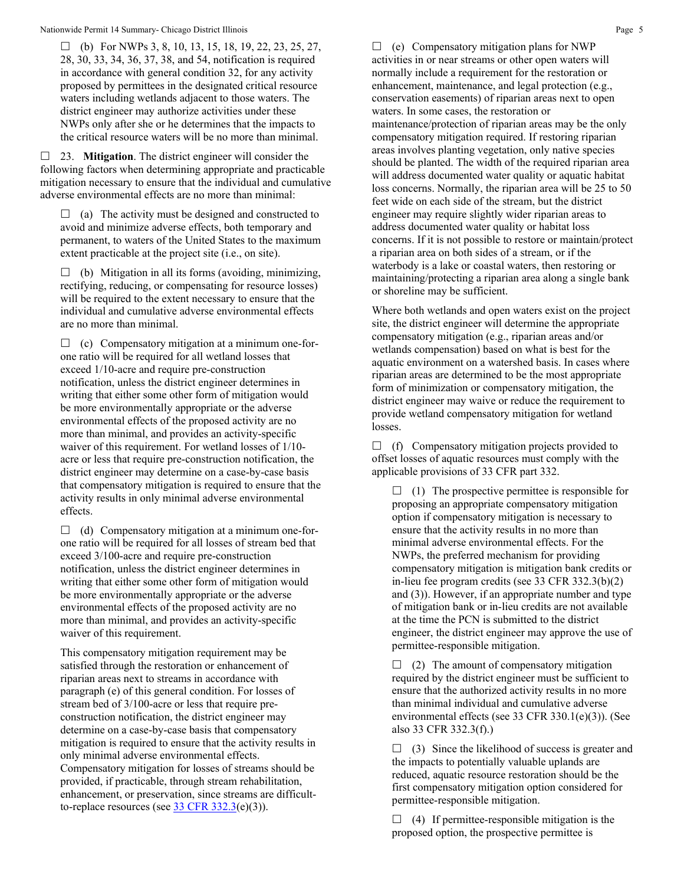☐ (b) For NWPs 3, 8, 10, 13, 15, 18, 19, 22, 23, 25, 27, 28, 30, 33, 34, 36, 37, 38, and 54, notification is required in accordance with general condition 32, for any activity proposed by permittees in the designated critical resource waters including wetlands adjacent to those waters. The district engineer may authorize activities under these NWPs only after she or he determines that the impacts to the critical resource waters will be no more than minimal.

☐ 23. **Mitigation**. The district engineer will consider the following factors when determining appropriate and practicable mitigation necessary to ensure that the individual and cumulative adverse environmental effects are no more than minimal:

☐ (a) The activity must be designed and constructed to avoid and minimize adverse effects, both temporary and permanent, to waters of the United States to the maximum extent practicable at the project site (i.e., on site).

☐ (b) Mitigation in all its forms (avoiding, minimizing, rectifying, reducing, or compensating for resource losses) will be required to the extent necessary to ensure that the individual and cumulative adverse environmental effects are no more than minimal.

☐ (c) Compensatory mitigation at a minimum one-for-one ratio will be required for all wetland losses that exceed 1/10-acre and require pre-construction notification, unless the district engineer determines in writing that either some other form of mitigation would be more environmentally appropriate or the adverse environmental effects of the proposed activity are no more than minimal, and provides an activity-specific waiver of this requirement. For wetland losses of 1/10-acre or less that require pre-construction notification, the district engineer may determine on a case-by-case basis that compensatory mitigation is required to ensure that the activity results in only minimal adverse environmental effects.

☐ (d) Compensatory mitigation at a minimum one-for-one ratio will be required for all losses of stream bed that exceed 3/100-acre and require pre-construction notification, unless the district engineer determines in writing that either some other form of mitigation would be more environmentally appropriate or the adverse environmental effects of the proposed activity are no more than minimal, and provides an activity-specific waiver of this requirement.

This compensatory mitigation requirement may be satisfied through the restoration or enhancement of riparian areas next to streams in accordance with paragraph (e) of this general condition. For losses of stream bed of 3/100-acre or less that require pre-construction notification, the district engineer may determine on a case-by-case basis that compensatory mitigation is required to ensure that the activity results in only minimal adverse environmental effects. Compensatory mitigation for losses of streams should be provided, if practicable, through stream rehabilitation, enhancement, or preservation, since streams are difficult-to-replace resources (see 33 CFR 332.3(e)(3)).

☐ (e) Compensatory mitigation plans for NWP activities in or near streams or other open waters will normally include a requirement for the restoration or enhancement, maintenance, and legal protection (e.g., conservation easements) of riparian areas next to open waters. In some cases, the restoration or maintenance/protection of riparian areas may be the only compensatory mitigation required. If restoring riparian areas involves planting vegetation, only native species should be planted. The width of the required riparian area will address documented water quality or aquatic habitat loss concerns. Normally, the riparian area will be 25 to 50 feet wide on each side of the stream, but the district engineer may require slightly wider riparian areas to address documented water quality or habitat loss concerns. If it is not possible to restore or maintain/protect a riparian area on both sides of a stream, or if the waterbody is a lake or coastal waters, then restoring or maintaining/protecting a riparian area along a single bank or shoreline may be sufficient.

Where both wetlands and open waters exist on the project site, the district engineer will determine the appropriate compensatory mitigation (e.g., riparian areas and/or wetlands compensation) based on what is best for the aquatic environment on a watershed basis. In cases where riparian areas are determined to be the most appropriate form of minimization or compensatory mitigation, the district engineer may waive or reduce the requirement to provide wetland compensatory mitigation for wetland losses.

☐ (f) Compensatory mitigation projects provided to offset losses of aquatic resources must comply with the applicable provisions of 33 CFR part 332.

☐ (1) The prospective permittee is responsible for proposing an appropriate compensatory mitigation option if compensatory mitigation is necessary to ensure that the activity results in no more than minimal adverse environmental effects. For the NWPs, the preferred mechanism for providing compensatory mitigation is mitigation bank credits or in-lieu fee program credits (see 33 CFR 332.3(b)(2) and (3)). However, if an appropriate number and type of mitigation bank or in-lieu credits are not available at the time the PCN is submitted to the district engineer, the district engineer may approve the use of permittee-responsible mitigation.

☐ (2) The amount of compensatory mitigation required by the district engineer must be sufficient to ensure that the authorized activity results in no more than minimal individual and cumulative adverse environmental effects (see 33 CFR 330.1(e)(3)). (See also 33 CFR 332.3(f).)

☐ (3) Since the likelihood of success is greater and the impacts to potentially valuable uplands are reduced, aquatic resource restoration should be the first compensatory mitigation option considered for permittee-responsible mitigation.

☐ (4) If permittee-responsible mitigation is the proposed option, the prospective permittee is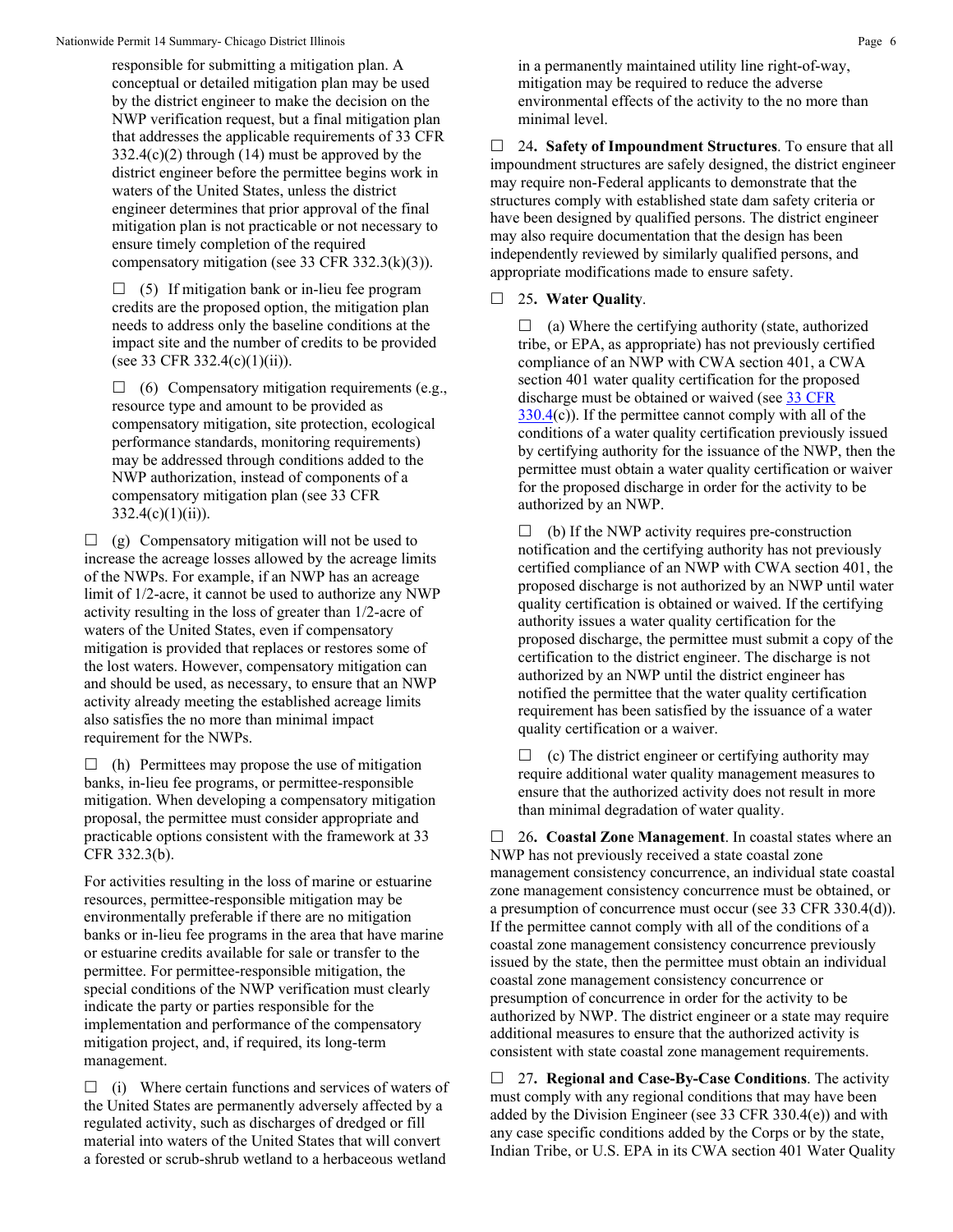responsible for submitting a mitigation plan. A conceptual or detailed mitigation plan may be used by the district engineer to make the decision on the NWP verification request, but a final mitigation plan that addresses the applicable requirements of 33 CFR 332.4(c)(2) through (14) must be approved by the district engineer before the permittee begins work in waters of the United States, unless the district engineer determines that prior approval of the final mitigation plan is not practicable or not necessary to ensure timely completion of the required compensatory mitigation (see 33 CFR 332.3(k)(3)).

☐ (5) If mitigation bank or in-lieu fee program credits are the proposed option, the mitigation plan needs to address only the baseline conditions at the impact site and the number of credits to be provided (see 33 CFR 332.4(c)(1)(ii)).

☐ (6) Compensatory mitigation requirements (e.g., resource type and amount to be provided as compensatory mitigation, site protection, ecological performance standards, monitoring requirements) may be addressed through conditions added to the NWP authorization, instead of components of a compensatory mitigation plan (see 33 CFR 332.4(c)(1)(ii)).

☐ (g) Compensatory mitigation will not be used to increase the acreage losses allowed by the acreage limits of the NWPs. For example, if an NWP has an acreage limit of 1/2-acre, it cannot be used to authorize any NWP activity resulting in the loss of greater than 1/2-acre of waters of the United States, even if compensatory mitigation is provided that replaces or restores some of the lost waters. However, compensatory mitigation can and should be used, as necessary, to ensure that an NWP activity already meeting the established acreage limits also satisfies the no more than minimal impact requirement for the NWPs.

☐ (h) Permittees may propose the use of mitigation banks, in-lieu fee programs, or permittee-responsible mitigation. When developing a compensatory mitigation proposal, the permittee must consider appropriate and practicable options consistent with the framework at 33 CFR 332.3(b).

For activities resulting in the loss of marine or estuarine resources, permittee-responsible mitigation may be environmentally preferable if there are no mitigation banks or in-lieu fee programs in the area that have marine or estuarine credits available for sale or transfer to the permittee. For permittee-responsible mitigation, the special conditions of the NWP verification must clearly indicate the party or parties responsible for the implementation and performance of the compensatory mitigation project, and, if required, its long-term management.

☐ (i) Where certain functions and services of waters of the United States are permanently adversely affected by a regulated activity, such as discharges of dredged or fill material into waters of the United States that will convert a forested or scrub-shrub wetland to a herbaceous wetland in a permanently maintained utility line right-of-way, mitigation may be required to reduce the adverse environmental effects of the activity to the no more than minimal level.

☐ 24**. Safety of Impoundment Structures**. To ensure that all impoundment structures are safely designed, the district engineer may require non-Federal applicants to demonstrate that the structures comply with established state dam safety criteria or have been designed by qualified persons. The district engineer may also require documentation that the design has been independently reviewed by similarly qualified persons, and appropriate modifications made to ensure safety.

☐ 25**. Water Quality**.

☐ (a) Where the certifying authority (state, authorized tribe, or EPA, as appropriate) has not previously certified compliance of an NWP with CWA section 401, a CWA section 401 water quality certification for the proposed discharge must be obtained or waived (see 33 CFR 330.4(c)). If the permittee cannot comply with all of the conditions of a water quality certification previously issued by certifying authority for the issuance of the NWP, then the permittee must obtain a water quality certification or waiver for the proposed discharge in order for the activity to be authorized by an NWP.

☐ (b) If the NWP activity requires pre-construction notification and the certifying authority has not previously certified compliance of an NWP with CWA section 401, the proposed discharge is not authorized by an NWP until water quality certification is obtained or waived. If the certifying authority issues a water quality certification for the proposed discharge, the permittee must submit a copy of the certification to the district engineer. The discharge is not authorized by an NWP until the district engineer has notified the permittee that the water quality certification requirement has been satisfied by the issuance of a water quality certification or a waiver.

☐ (c) The district engineer or certifying authority may require additional water quality management measures to ensure that the authorized activity does not result in more than minimal degradation of water quality.

☐ 26**. Coastal Zone Management**. In coastal states where an NWP has not previously received a state coastal zone management consistency concurrence, an individual state coastal zone management consistency concurrence must be obtained, or a presumption of concurrence must occur (see 33 CFR 330.4(d)). If the permittee cannot comply with all of the conditions of a coastal zone management consistency concurrence previously issued by the state, then the permittee must obtain an individual coastal zone management consistency concurrence or presumption of concurrence in order for the activity to be authorized by NWP. The district engineer or a state may require additional measures to ensure that the authorized activity is consistent with state coastal zone management requirements.

☐ 27**. Regional and Case-By-Case Conditions**. The activity must comply with any regional conditions that may have been added by the Division Engineer (see 33 CFR 330.4(e)) and with any case specific conditions added by the Corps or by the state, Indian Tribe, or U.S. EPA in its CWA section 401 Water Quality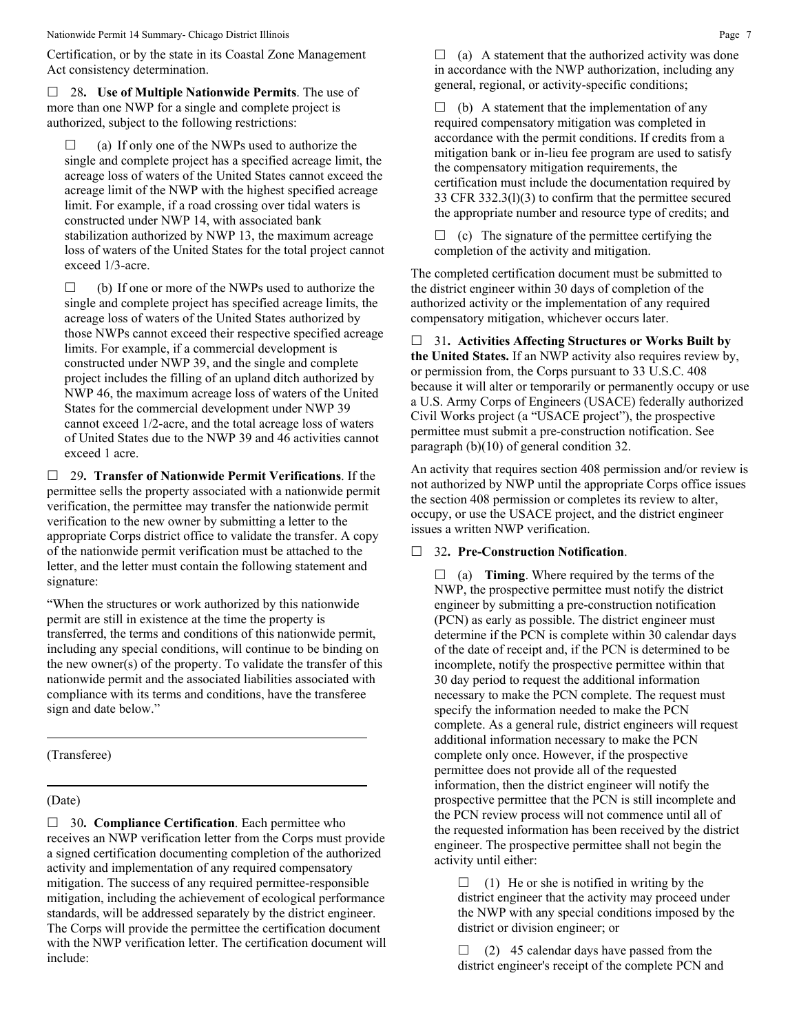Certification, or by the state in its Coastal Zone Management Act consistency determination.

☐ 28**. Use of Multiple Nationwide Permits**. The use of more than one NWP for a single and complete project is authorized, subject to the following restrictions:

☐ (a) If only one of the NWPs used to authorize the single and complete project has a specified acreage limit, the acreage loss of waters of the United States cannot exceed the acreage limit of the NWP with the highest specified acreage limit. For example, if a road crossing over tidal waters is constructed under NWP 14, with associated bank stabilization authorized by NWP 13, the maximum acreage loss of waters of the United States for the total project cannot exceed 1/3-acre.

☐ (b) If one or more of the NWPs used to authorize the single and complete project has specified acreage limits, the acreage loss of waters of the United States authorized by those NWPs cannot exceed their respective specified acreage limits. For example, if a commercial development is constructed under NWP 39, and the single and complete project includes the filling of an upland ditch authorized by NWP 46, the maximum acreage loss of waters of the United States for the commercial development under NWP 39 cannot exceed 1/2-acre, and the total acreage loss of waters of United States due to the NWP 39 and 46 activities cannot exceed 1 acre.

☐ 29**. Transfer of Nationwide Permit Verifications**. If the permittee sells the property associated with a nationwide permit verification, the permittee may transfer the nationwide permit verification to the new owner by submitting a letter to the appropriate Corps district office to validate the transfer. A copy of the nationwide permit verification must be attached to the letter, and the letter must contain the following statement and signature:

"When the structures or work authorized by this nationwide permit are still in existence at the time the property is transferred, the terms and conditions of this nationwide permit, including any special conditions, will continue to be binding on the new owner(s) of the property. To validate the transfer of this nationwide permit and the associated liabilities associated with compliance with its terms and conditions, have the transferee sign and date below."

\_\_\_\_\_\_\_\_\_\_\_\_\_\_\_\_\_\_\_\_\_\_\_\_\_\_\_\_\_\_\_\_\_\_\_\_\_\_\_\_\_\_

(Transferee)

\_\_\_\_\_\_\_\_\_\_\_\_\_\_\_\_\_\_\_\_\_\_\_\_\_\_\_\_\_\_\_\_\_\_\_\_\_\_\_\_\_\_

(Date)

☐ 30**. Compliance Certification**. Each permittee who receives an NWP verification letter from the Corps must provide a signed certification documenting completion of the authorized activity and implementation of any required compensatory mitigation. The success of any required permittee-responsible mitigation, including the achievement of ecological performance standards, will be addressed separately by the district engineer. The Corps will provide the permittee the certification document with the NWP verification letter. The certification document will include:

☐ (a) A statement that the authorized activity was done in accordance with the NWP authorization, including any general, regional, or activity-specific conditions;

☐ (b) A statement that the implementation of any required compensatory mitigation was completed in accordance with the permit conditions. If credits from a mitigation bank or in-lieu fee program are used to satisfy the compensatory mitigation requirements, the certification must include the documentation required by 33 CFR 332.3(l)(3) to confirm that the permittee secured the appropriate number and resource type of credits; and

☐ (c) The signature of the permittee certifying the completion of the activity and mitigation.

The completed certification document must be submitted to the district engineer within 30 days of completion of the authorized activity or the implementation of any required compensatory mitigation, whichever occurs later.

☐ 31**. Activities Affecting Structures or Works Built by the United States.** If an NWP activity also requires review by, or permission from, the Corps pursuant to 33 U.S.C. 408 because it will alter or temporarily or permanently occupy or use a U.S. Army Corps of Engineers (USACE) federally authorized Civil Works project (a "USACE project"), the prospective permittee must submit a pre-construction notification. See paragraph (b)(10) of general condition 32.

An activity that requires section 408 permission and/or review is not authorized by NWP until the appropriate Corps office issues the section 408 permission or completes its review to alter, occupy, or use the USACE project, and the district engineer issues a written NWP verification.

☐ 32**. Pre-Construction Notification**.

☐ (a) **Timing**. Where required by the terms of the NWP, the prospective permittee must notify the district engineer by submitting a pre-construction notification (PCN) as early as possible. The district engineer must determine if the PCN is complete within 30 calendar days of the date of receipt and, if the PCN is determined to be incomplete, notify the prospective permittee within that 30 day period to request the additional information necessary to make the PCN complete. The request must specify the information needed to make the PCN complete. As a general rule, district engineers will request additional information necessary to make the PCN complete only once. However, if the prospective permittee does not provide all of the requested information, then the district engineer will notify the prospective permittee that the PCN is still incomplete and the PCN review process will not commence until all of the requested information has been received by the district engineer. The prospective permittee shall not begin the activity until either:

☐ (1) He or she is notified in writing by the district engineer that the activity may proceed under the NWP with any special conditions imposed by the district or division engineer; or

☐ (2) 45 calendar days have passed from the district engineer's receipt of the complete PCN and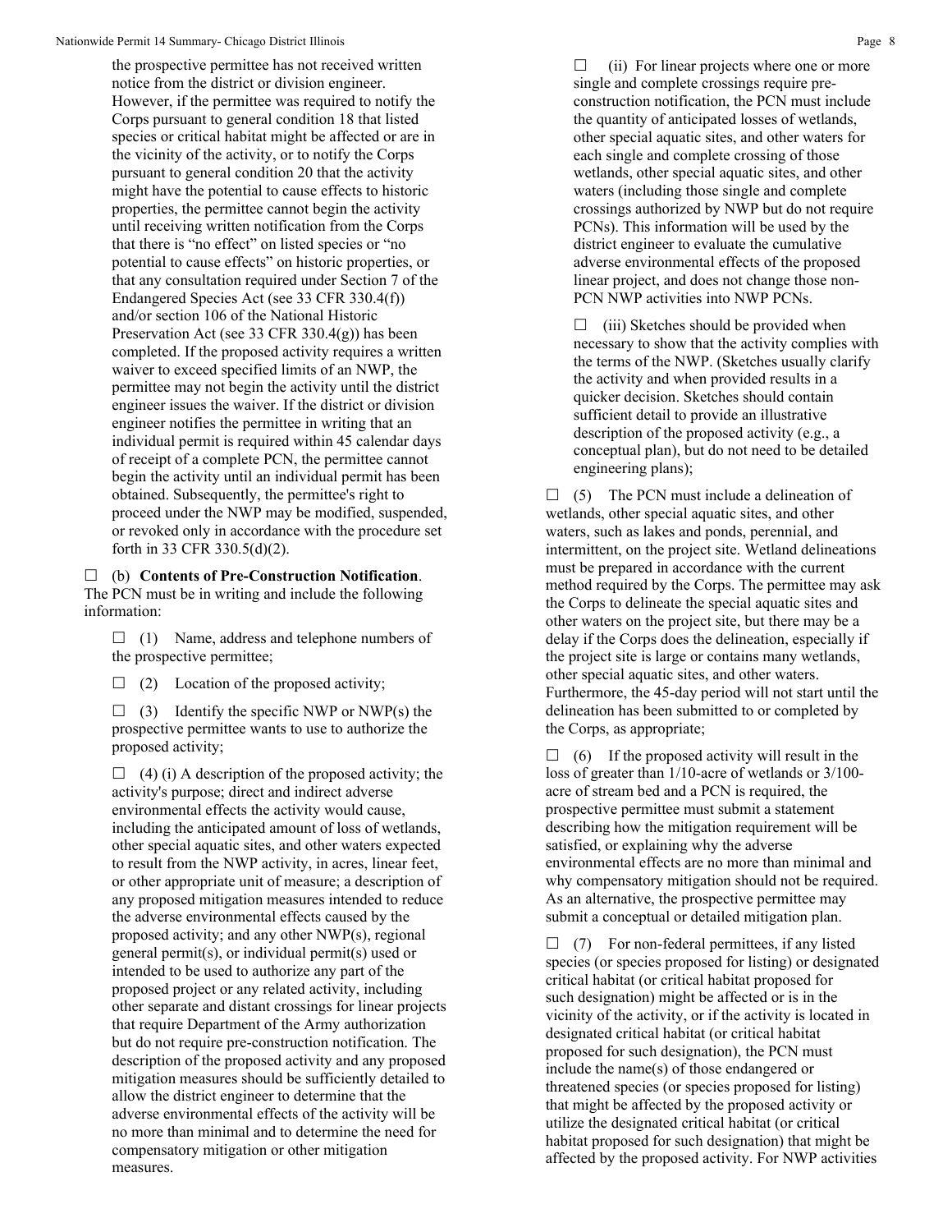the prospective permittee has not received written notice from the district or division engineer. However, if the permittee was required to notify the Corps pursuant to general condition 18 that listed species or critical habitat might be affected or are in the vicinity of the activity, or to notify the Corps pursuant to general condition 20 that the activity might have the potential to cause effects to historic properties, the permittee cannot begin the activity until receiving written notification from the Corps that there is "no effect" on listed species or "no potential to cause effects" on historic properties, or that any consultation required under Section 7 of the Endangered Species Act (see 33 CFR 330.4(f)) and/or section 106 of the National Historic Preservation Act (see 33 CFR 330.4(g)) has been completed. If the proposed activity requires a written waiver to exceed specified limits of an NWP, the permittee may not begin the activity until the district engineer issues the waiver. If the district or division engineer notifies the permittee in writing that an individual permit is required within 45 calendar days of receipt of a complete PCN, the permittee cannot begin the activity until an individual permit has been obtained. Subsequently, the permittee's right to proceed under the NWP may be modified, suspended, or revoked only in accordance with the procedure set forth in 33 CFR 330.5(d)(2).

☐ (b) **Contents of Pre-Construction Notification**. The PCN must be in writing and include the following information:

☐ (1) Name, address and telephone numbers of the prospective permittee;

☐ (2) Location of the proposed activity;

☐ (3) Identify the specific NWP or NWP(s) the prospective permittee wants to use to authorize the proposed activity;

☐ (4) (i) A description of the proposed activity; the activity's purpose; direct and indirect adverse environmental effects the activity would cause, including the anticipated amount of loss of wetlands, other special aquatic sites, and other waters expected to result from the NWP activity, in acres, linear feet, or other appropriate unit of measure; a description of any proposed mitigation measures intended to reduce the adverse environmental effects caused by the proposed activity; and any other NWP(s), regional general permit(s), or individual permit(s) used or intended to be used to authorize any part of the proposed project or any related activity, including other separate and distant crossings for linear projects that require Department of the Army authorization but do not require pre-construction notification. The description of the proposed activity and any proposed mitigation measures should be sufficiently detailed to allow the district engineer to determine that the adverse environmental effects of the activity will be no more than minimal and to determine the need for compensatory mitigation or other mitigation measures.

☐ (ii) For linear projects where one or more single and complete crossings require pre-construction notification, the PCN must include the quantity of anticipated losses of wetlands, other special aquatic sites, and other waters for each single and complete crossing of those wetlands, other special aquatic sites, and other waters (including those single and complete crossings authorized by NWP but do not require PCNs). This information will be used by the district engineer to evaluate the cumulative adverse environmental effects of the proposed linear project, and does not change those non-PCN NWP activities into NWP PCNs.

☐ (iii) Sketches should be provided when necessary to show that the activity complies with the terms of the NWP. (Sketches usually clarify the activity and when provided results in a quicker decision. Sketches should contain sufficient detail to provide an illustrative description of the proposed activity (e.g., a conceptual plan), but do not need to be detailed engineering plans);

☐ (5) The PCN must include a delineation of wetlands, other special aquatic sites, and other waters, such as lakes and ponds, perennial, and intermittent, on the project site. Wetland delineations must be prepared in accordance with the current method required by the Corps. The permittee may ask the Corps to delineate the special aquatic sites and other waters on the project site, but there may be a delay if the Corps does the delineation, especially if the project site is large or contains many wetlands, other special aquatic sites, and other waters. Furthermore, the 45-day period will not start until the delineation has been submitted to or completed by the Corps, as appropriate;

☐ (6) If the proposed activity will result in the loss of greater than 1/10-acre of wetlands or 3/100-acre of stream bed and a PCN is required, the prospective permittee must submit a statement describing how the mitigation requirement will be satisfied, or explaining why the adverse environmental effects are no more than minimal and why compensatory mitigation should not be required. As an alternative, the prospective permittee may submit a conceptual or detailed mitigation plan.

☐ (7) For non-federal permittees, if any listed species (or species proposed for listing) or designated critical habitat (or critical habitat proposed for such designation) might be affected or is in the vicinity of the activity, or if the activity is located in designated critical habitat (or critical habitat proposed for such designation), the PCN must include the name(s) of those endangered or threatened species (or species proposed for listing) that might be affected by the proposed activity or utilize the designated critical habitat (or critical habitat proposed for such designation) that might be affected by the proposed activity. For NWP activities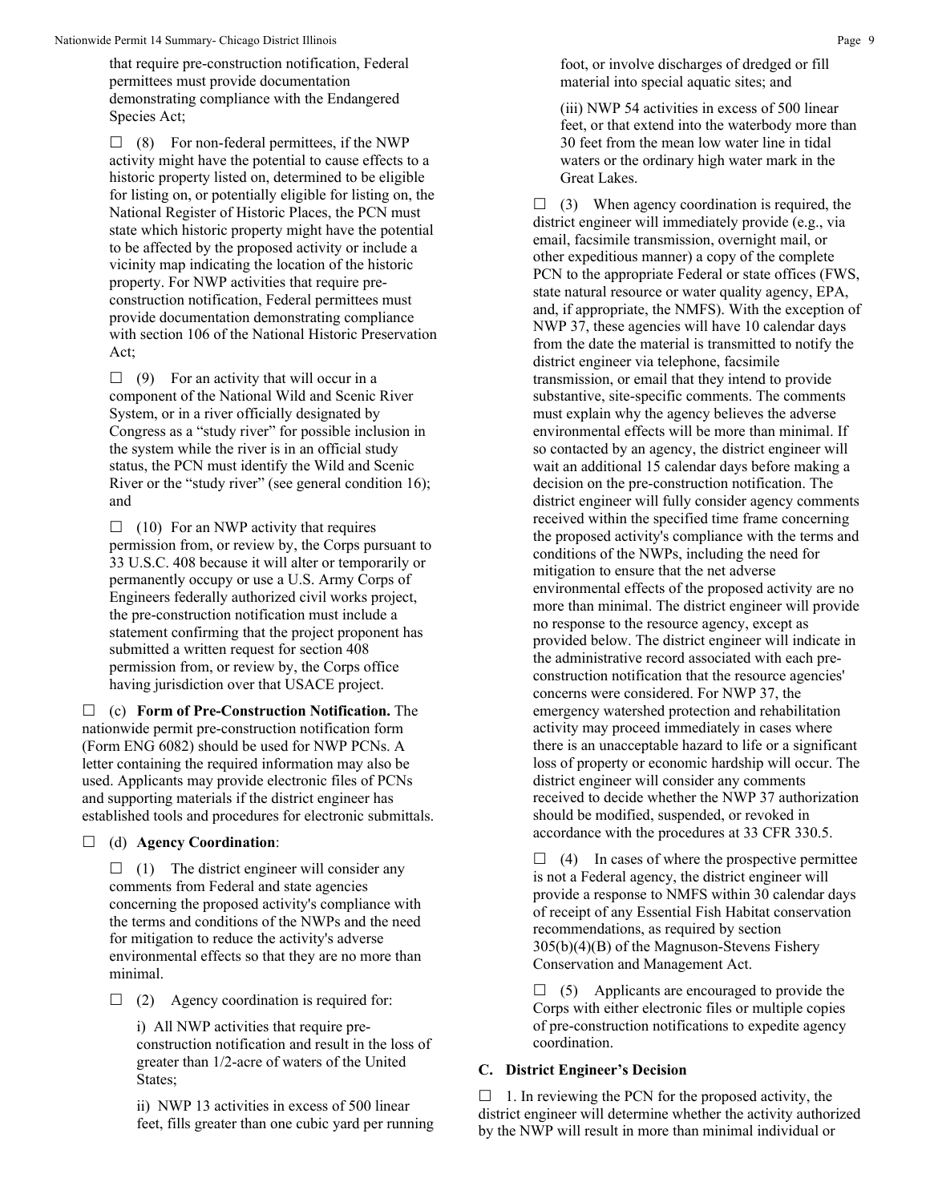that require pre-construction notification, Federal permittees must provide documentation demonstrating compliance with the Endangered Species Act;

☐ (8) For non-federal permittees, if the NWP activity might have the potential to cause effects to a historic property listed on, determined to be eligible for listing on, or potentially eligible for listing on, the National Register of Historic Places, the PCN must state which historic property might have the potential to be affected by the proposed activity or include a vicinity map indicating the location of the historic property. For NWP activities that require pre-construction notification, Federal permittees must provide documentation demonstrating compliance with section 106 of the National Historic Preservation Act;

☐ (9) For an activity that will occur in a component of the National Wild and Scenic River System, or in a river officially designated by Congress as a "study river" for possible inclusion in the system while the river is in an official study status, the PCN must identify the Wild and Scenic River or the "study river" (see general condition 16); and

☐ (10) For an NWP activity that requires permission from, or review by, the Corps pursuant to 33 U.S.C. 408 because it will alter or temporarily or permanently occupy or use a U.S. Army Corps of Engineers federally authorized civil works project, the pre-construction notification must include a statement confirming that the project proponent has submitted a written request for section 408 permission from, or review by, the Corps office having jurisdiction over that USACE project.

☐ (c) **Form of Pre-Construction Notification.** The nationwide permit pre-construction notification form (Form ENG 6082) should be used for NWP PCNs. A letter containing the required information may also be used. Applicants may provide electronic files of PCNs and supporting materials if the district engineer has established tools and procedures for electronic submittals.

☐ (d) **Agency Coordination**:

☐ (1) The district engineer will consider any comments from Federal and state agencies concerning the proposed activity's compliance with the terms and conditions of the NWPs and the need for mitigation to reduce the activity's adverse environmental effects so that they are no more than minimal.

☐ (2) Agency coordination is required for:

i) All NWP activities that require pre-construction notification and result in the loss of greater than 1/2-acre of waters of the United States;

ii) NWP 13 activities in excess of 500 linear feet, fills greater than one cubic yard per running foot, or involve discharges of dredged or fill material into special aquatic sites; and

(iii) NWP 54 activities in excess of 500 linear feet, or that extend into the waterbody more than 30 feet from the mean low water line in tidal waters or the ordinary high water mark in the Great Lakes.

☐ (3) When agency coordination is required, the district engineer will immediately provide (e.g., via email, facsimile transmission, overnight mail, or other expeditious manner) a copy of the complete PCN to the appropriate Federal or state offices (FWS, state natural resource or water quality agency, EPA, and, if appropriate, the NMFS). With the exception of NWP 37, these agencies will have 10 calendar days from the date the material is transmitted to notify the district engineer via telephone, facsimile transmission, or email that they intend to provide substantive, site-specific comments. The comments must explain why the agency believes the adverse environmental effects will be more than minimal. If so contacted by an agency, the district engineer will wait an additional 15 calendar days before making a decision on the pre-construction notification. The district engineer will fully consider agency comments received within the specified time frame concerning the proposed activity's compliance with the terms and conditions of the NWPs, including the need for mitigation to ensure that the net adverse environmental effects of the proposed activity are no more than minimal. The district engineer will provide no response to the resource agency, except as provided below. The district engineer will indicate in the administrative record associated with each pre-construction notification that the resource agencies' concerns were considered. For NWP 37, the emergency watershed protection and rehabilitation activity may proceed immediately in cases where there is an unacceptable hazard to life or a significant loss of property or economic hardship will occur. The district engineer will consider any comments received to decide whether the NWP 37 authorization should be modified, suspended, or revoked in accordance with the procedures at 33 CFR 330.5.

☐ (4) In cases of where the prospective permittee is not a Federal agency, the district engineer will provide a response to NMFS within 30 calendar days of receipt of any Essential Fish Habitat conservation recommendations, as required by section 305(b)(4)(B) of the Magnuson-Stevens Fishery Conservation and Management Act.

☐ (5) Applicants are encouraged to provide the Corps with either electronic files or multiple copies of pre-construction notifications to expedite agency coordination.

## C. District Engineer's Decision

☐ 1. In reviewing the PCN for the proposed activity, the district engineer will determine whether the activity authorized by the NWP will result in more than minimal individual or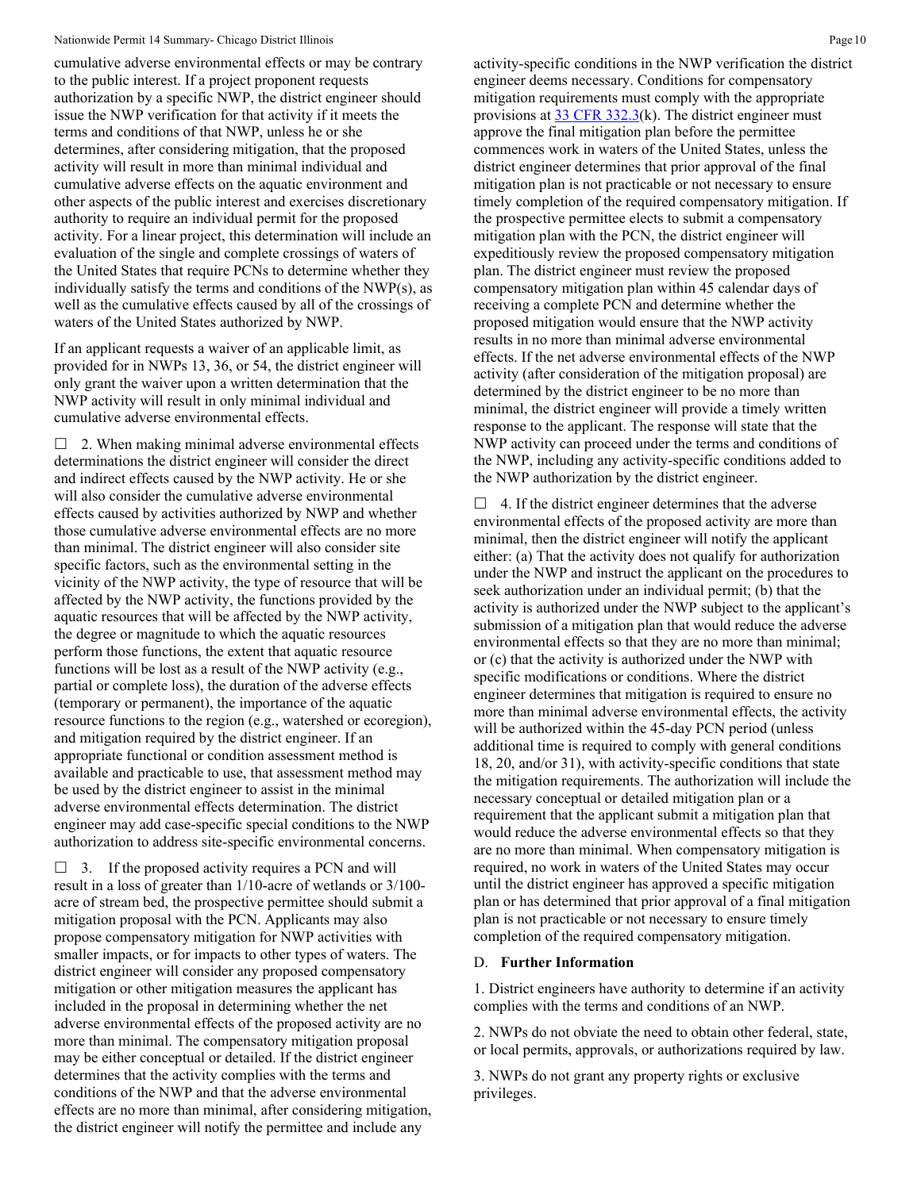cumulative adverse environmental effects or may be contrary to the public interest. If a project proponent requests authorization by a specific NWP, the district engineer should issue the NWP verification for that activity if it meets the terms and conditions of that NWP, unless he or she determines, after considering mitigation, that the proposed activity will result in more than minimal individual and cumulative adverse effects on the aquatic environment and other aspects of the public interest and exercises discretionary authority to require an individual permit for the proposed activity. For a linear project, this determination will include an evaluation of the single and complete crossings of waters of the United States that require PCNs to determine whether they individually satisfy the terms and conditions of the NWP(s), as well as the cumulative effects caused by all of the crossings of waters of the United States authorized by NWP.

If an applicant requests a waiver of an applicable limit, as provided for in NWPs 13, 36, or 54, the district engineer will only grant the waiver upon a written determination that the NWP activity will result in only minimal individual and cumulative adverse environmental effects.

☐ 2. When making minimal adverse environmental effects determinations the district engineer will consider the direct and indirect effects caused by the NWP activity. He or she will also consider the cumulative adverse environmental effects caused by activities authorized by NWP and whether those cumulative adverse environmental effects are no more than minimal. The district engineer will also consider site specific factors, such as the environmental setting in the vicinity of the NWP activity, the type of resource that will be affected by the NWP activity, the functions provided by the aquatic resources that will be affected by the NWP activity, the degree or magnitude to which the aquatic resources perform those functions, the extent that aquatic resource functions will be lost as a result of the NWP activity (e.g., partial or complete loss), the duration of the adverse effects (temporary or permanent), the importance of the aquatic resource functions to the region (e.g., watershed or ecoregion), and mitigation required by the district engineer. If an appropriate functional or condition assessment method is available and practicable to use, that assessment method may be used by the district engineer to assist in the minimal adverse environmental effects determination. The district engineer may add case-specific special conditions to the NWP authorization to address site-specific environmental concerns.

☐ 3. If the proposed activity requires a PCN and will result in a loss of greater than 1/10-acre of wetlands or 3/100-acre of stream bed, the prospective permittee should submit a mitigation proposal with the PCN. Applicants may also propose compensatory mitigation for NWP activities with smaller impacts, or for impacts to other types of waters. The district engineer will consider any proposed compensatory mitigation or other mitigation measures the applicant has included in the proposal in determining whether the net adverse environmental effects of the proposed activity are no more than minimal. The compensatory mitigation proposal may be either conceptual or detailed. If the district engineer determines that the activity complies with the terms and conditions of the NWP and that the adverse environmental effects are no more than minimal, after considering mitigation, the district engineer will notify the permittee and include any activity-specific conditions in the NWP verification the district engineer deems necessary. Conditions for compensatory mitigation requirements must comply with the appropriate provisions at 33 CFR 332.3(k). The district engineer must approve the final mitigation plan before the permittee commences work in waters of the United States, unless the district engineer determines that prior approval of the final mitigation plan is not practicable or not necessary to ensure timely completion of the required compensatory mitigation. If the prospective permittee elects to submit a compensatory mitigation plan with the PCN, the district engineer will expeditiously review the proposed compensatory mitigation plan. The district engineer must review the proposed compensatory mitigation plan within 45 calendar days of receiving a complete PCN and determine whether the proposed mitigation would ensure that the NWP activity results in no more than minimal adverse environmental effects. If the net adverse environmental effects of the NWP activity (after consideration of the mitigation proposal) are determined by the district engineer to be no more than minimal, the district engineer will provide a timely written response to the applicant. The response will state that the NWP activity can proceed under the terms and conditions of the NWP, including any activity-specific conditions added to the NWP authorization by the district engineer.

☐ 4. If the district engineer determines that the adverse environmental effects of the proposed activity are more than minimal, then the district engineer will notify the applicant either: (a) That the activity does not qualify for authorization under the NWP and instruct the applicant on the procedures to seek authorization under an individual permit; (b) that the activity is authorized under the NWP subject to the applicant's submission of a mitigation plan that would reduce the adverse environmental effects so that they are no more than minimal; or (c) that the activity is authorized under the NWP with specific modifications or conditions. Where the district engineer determines that mitigation is required to ensure no more than minimal adverse environmental effects, the activity will be authorized within the 45-day PCN period (unless additional time is required to comply with general conditions 18, 20, and/or 31), with activity-specific conditions that state the mitigation requirements. The authorization will include the necessary conceptual or detailed mitigation plan or a requirement that the applicant submit a mitigation plan that would reduce the adverse environmental effects so that they are no more than minimal. When compensatory mitigation is required, no work in waters of the United States may occur until the district engineer has approved a specific mitigation plan or has determined that prior approval of a final mitigation plan is not practicable or not necessary to ensure timely completion of the required compensatory mitigation.

D. **Further Information**

1. District engineers have authority to determine if an activity complies with the terms and conditions of an NWP.

2. NWPs do not obviate the need to obtain other federal, state, or local permits, approvals, or authorizations required by law.

3. NWPs do not grant any property rights or exclusive privileges.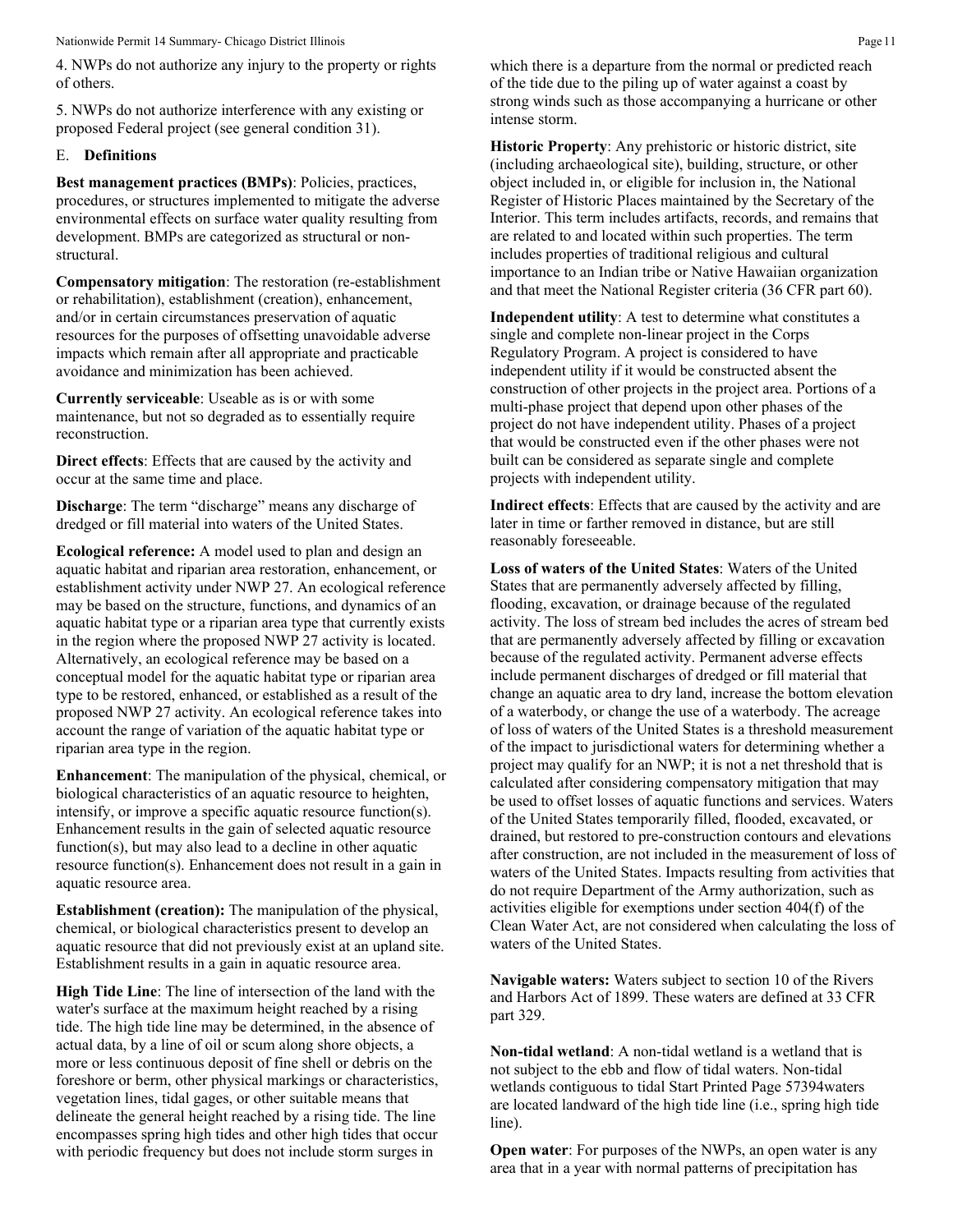4. NWPs do not authorize any injury to the property or rights of others.

5. NWPs do not authorize interference with any existing or proposed Federal project (see general condition 31).

## E. Definitions

**Best management practices (BMPs)**: Policies, practices, procedures, or structures implemented to mitigate the adverse environmental effects on surface water quality resulting from development. BMPs are categorized as structural or non-structural.

**Compensatory mitigation**: The restoration (re-establishment or rehabilitation), establishment (creation), enhancement, and/or in certain circumstances preservation of aquatic resources for the purposes of offsetting unavoidable adverse impacts which remain after all appropriate and practicable avoidance and minimization has been achieved.

**Currently serviceable**: Useable as is or with some maintenance, but not so degraded as to essentially require reconstruction.

**Direct effects**: Effects that are caused by the activity and occur at the same time and place.

**Discharge**: The term "discharge" means any discharge of dredged or fill material into waters of the United States.

**Ecological reference:** A model used to plan and design an aquatic habitat and riparian area restoration, enhancement, or establishment activity under NWP 27. An ecological reference may be based on the structure, functions, and dynamics of an aquatic habitat type or a riparian area type that currently exists in the region where the proposed NWP 27 activity is located. Alternatively, an ecological reference may be based on a conceptual model for the aquatic habitat type or riparian area type to be restored, enhanced, or established as a result of the proposed NWP 27 activity. An ecological reference takes into account the range of variation of the aquatic habitat type or riparian area type in the region.

**Enhancement**: The manipulation of the physical, chemical, or biological characteristics of an aquatic resource to heighten, intensify, or improve a specific aquatic resource function(s). Enhancement results in the gain of selected aquatic resource function(s), but may also lead to a decline in other aquatic resource function(s). Enhancement does not result in a gain in aquatic resource area.

**Establishment (creation):** The manipulation of the physical, chemical, or biological characteristics present to develop an aquatic resource that did not previously exist at an upland site. Establishment results in a gain in aquatic resource area.

**High Tide Line**: The line of intersection of the land with the water's surface at the maximum height reached by a rising tide. The high tide line may be determined, in the absence of actual data, by a line of oil or scum along shore objects, a more or less continuous deposit of fine shell or debris on the foreshore or berm, other physical markings or characteristics, vegetation lines, tidal gages, or other suitable means that delineate the general height reached by a rising tide. The line encompasses spring high tides and other high tides that occur with periodic frequency but does not include storm surges in which there is a departure from the normal or predicted reach of the tide due to the piling up of water against a coast by strong winds such as those accompanying a hurricane or other intense storm.

**Historic Property**: Any prehistoric or historic district, site (including archaeological site), building, structure, or other object included in, or eligible for inclusion in, the National Register of Historic Places maintained by the Secretary of the Interior. This term includes artifacts, records, and remains that are related to and located within such properties. The term includes properties of traditional religious and cultural importance to an Indian tribe or Native Hawaiian organization and that meet the National Register criteria (36 CFR part 60).

**Independent utility**: A test to determine what constitutes a single and complete non-linear project in the Corps Regulatory Program. A project is considered to have independent utility if it would be constructed absent the construction of other projects in the project area. Portions of a multi-phase project that depend upon other phases of the project do not have independent utility. Phases of a project that would be constructed even if the other phases were not built can be considered as separate single and complete projects with independent utility.

**Indirect effects**: Effects that are caused by the activity and are later in time or farther removed in distance, but are still reasonably foreseeable.

**Loss of waters of the United States**: Waters of the United States that are permanently adversely affected by filling, flooding, excavation, or drainage because of the regulated activity. The loss of stream bed includes the acres of stream bed that are permanently adversely affected by filling or excavation because of the regulated activity. Permanent adverse effects include permanent discharges of dredged or fill material that change an aquatic area to dry land, increase the bottom elevation of a waterbody, or change the use of a waterbody. The acreage of loss of waters of the United States is a threshold measurement of the impact to jurisdictional waters for determining whether a project may qualify for an NWP; it is not a net threshold that is calculated after considering compensatory mitigation that may be used to offset losses of aquatic functions and services. Waters of the United States temporarily filled, flooded, excavated, or drained, but restored to pre-construction contours and elevations after construction, are not included in the measurement of loss of waters of the United States. Impacts resulting from activities that do not require Department of the Army authorization, such as activities eligible for exemptions under section 404(f) of the Clean Water Act, are not considered when calculating the loss of waters of the United States.

**Navigable waters:** Waters subject to section 10 of the Rivers and Harbors Act of 1899. These waters are defined at 33 CFR part 329.

**Non-tidal wetland**: A non-tidal wetland is a wetland that is not subject to the ebb and flow of tidal waters. Non-tidal wetlands contiguous to tidal Start Printed Page 57394waters are located landward of the high tide line (i.e., spring high tide line).

**Open water**: For purposes of the NWPs, an open water is any area that in a year with normal patterns of precipitation has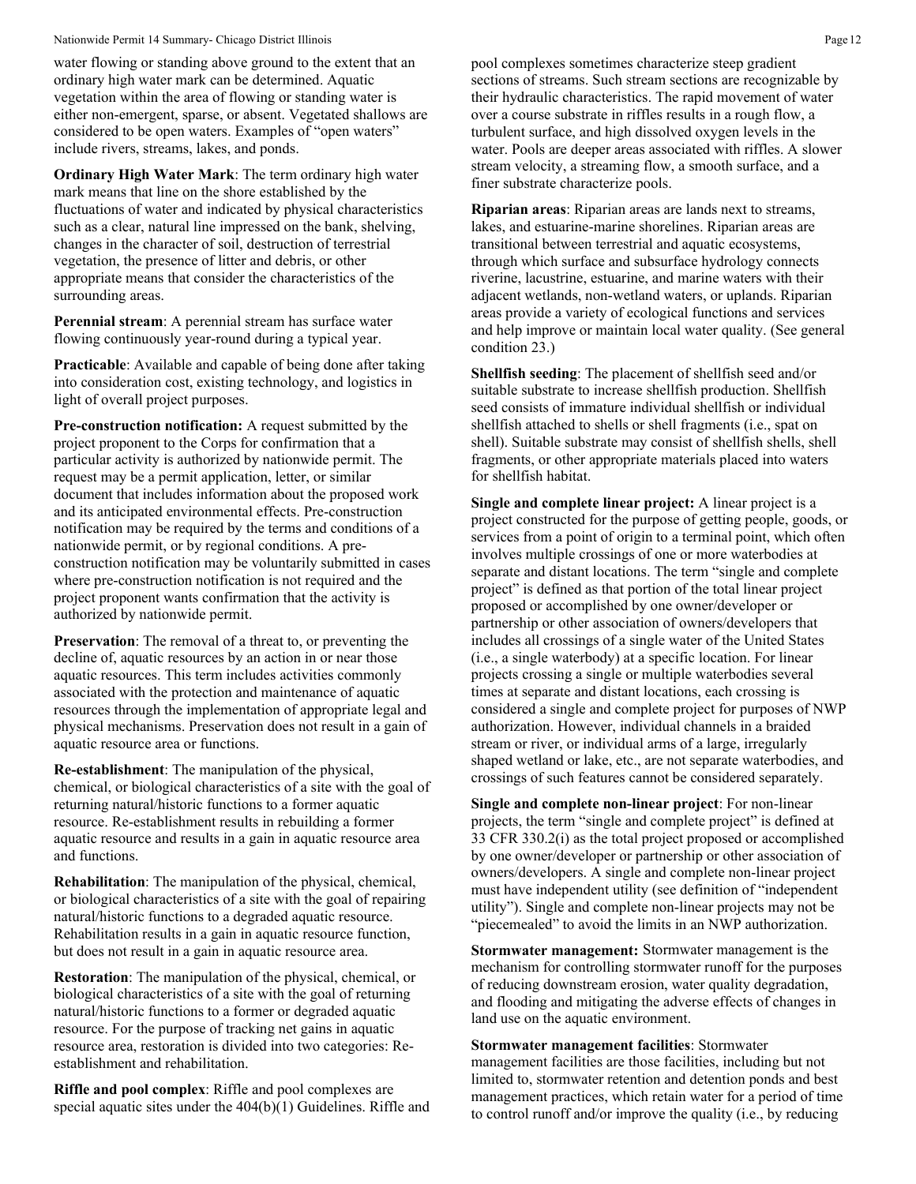water flowing or standing above ground to the extent that an ordinary high water mark can be determined. Aquatic vegetation within the area of flowing or standing water is either non-emergent, sparse, or absent. Vegetated shallows are considered to be open waters. Examples of "open waters" include rivers, streams, lakes, and ponds.

**Ordinary High Water Mark**: The term ordinary high water mark means that line on the shore established by the fluctuations of water and indicated by physical characteristics such as a clear, natural line impressed on the bank, shelving, changes in the character of soil, destruction of terrestrial vegetation, the presence of litter and debris, or other appropriate means that consider the characteristics of the surrounding areas.

**Perennial stream**: A perennial stream has surface water flowing continuously year-round during a typical year.

**Practicable**: Available and capable of being done after taking into consideration cost, existing technology, and logistics in light of overall project purposes.

**Pre-construction notification:** A request submitted by the project proponent to the Corps for confirmation that a particular activity is authorized by nationwide permit. The request may be a permit application, letter, or similar document that includes information about the proposed work and its anticipated environmental effects. Pre-construction notification may be required by the terms and conditions of a nationwide permit, or by regional conditions. A pre-construction notification may be voluntarily submitted in cases where pre-construction notification is not required and the project proponent wants confirmation that the activity is authorized by nationwide permit.

**Preservation**: The removal of a threat to, or preventing the decline of, aquatic resources by an action in or near those aquatic resources. This term includes activities commonly associated with the protection and maintenance of aquatic resources through the implementation of appropriate legal and physical mechanisms. Preservation does not result in a gain of aquatic resource area or functions.

**Re-establishment**: The manipulation of the physical, chemical, or biological characteristics of a site with the goal of returning natural/historic functions to a former aquatic resource. Re-establishment results in rebuilding a former aquatic resource and results in a gain in aquatic resource area and functions.

**Rehabilitation**: The manipulation of the physical, chemical, or biological characteristics of a site with the goal of repairing natural/historic functions to a degraded aquatic resource. Rehabilitation results in a gain in aquatic resource function, but does not result in a gain in aquatic resource area.

**Restoration**: The manipulation of the physical, chemical, or biological characteristics of a site with the goal of returning natural/historic functions to a former or degraded aquatic resource. For the purpose of tracking net gains in aquatic resource area, restoration is divided into two categories: Re-establishment and rehabilitation.

**Riffle and pool complex**: Riffle and pool complexes are special aquatic sites under the 404(b)(1) Guidelines. Riffle and pool complexes sometimes characterize steep gradient sections of streams. Such stream sections are recognizable by their hydraulic characteristics. The rapid movement of water over a course substrate in riffles results in a rough flow, a turbulent surface, and high dissolved oxygen levels in the water. Pools are deeper areas associated with riffles. A slower stream velocity, a streaming flow, a smooth surface, and a finer substrate characterize pools.

**Riparian areas**: Riparian areas are lands next to streams, lakes, and estuarine-marine shorelines. Riparian areas are transitional between terrestrial and aquatic ecosystems, through which surface and subsurface hydrology connects riverine, lacustrine, estuarine, and marine waters with their adjacent wetlands, non-wetland waters, or uplands. Riparian areas provide a variety of ecological functions and services and help improve or maintain local water quality. (See general condition 23.)

**Shellfish seeding**: The placement of shellfish seed and/or suitable substrate to increase shellfish production. Shellfish seed consists of immature individual shellfish or individual shellfish attached to shells or shell fragments (i.e., spat on shell). Suitable substrate may consist of shellfish shells, shell fragments, or other appropriate materials placed into waters for shellfish habitat.

**Single and complete linear project:** A linear project is a project constructed for the purpose of getting people, goods, or services from a point of origin to a terminal point, which often involves multiple crossings of one or more waterbodies at separate and distant locations. The term "single and complete project" is defined as that portion of the total linear project proposed or accomplished by one owner/developer or partnership or other association of owners/developers that includes all crossings of a single water of the United States (i.e., a single waterbody) at a specific location. For linear projects crossing a single or multiple waterbodies several times at separate and distant locations, each crossing is considered a single and complete project for purposes of NWP authorization. However, individual channels in a braided stream or river, or individual arms of a large, irregularly shaped wetland or lake, etc., are not separate waterbodies, and crossings of such features cannot be considered separately.

**Single and complete non-linear project**: For non-linear projects, the term "single and complete project" is defined at 33 CFR 330.2(i) as the total project proposed or accomplished by one owner/developer or partnership or other association of owners/developers. A single and complete non-linear project must have independent utility (see definition of "independent utility"). Single and complete non-linear projects may not be "piecemealed" to avoid the limits in an NWP authorization.

**Stormwater management:** Stormwater management is the mechanism for controlling stormwater runoff for the purposes of reducing downstream erosion, water quality degradation, and flooding and mitigating the adverse effects of changes in land use on the aquatic environment.

**Stormwater management facilities**: Stormwater management facilities are those facilities, including but not limited to, stormwater retention and detention ponds and best management practices, which retain water for a period of time to control runoff and/or improve the quality (i.e., by reducing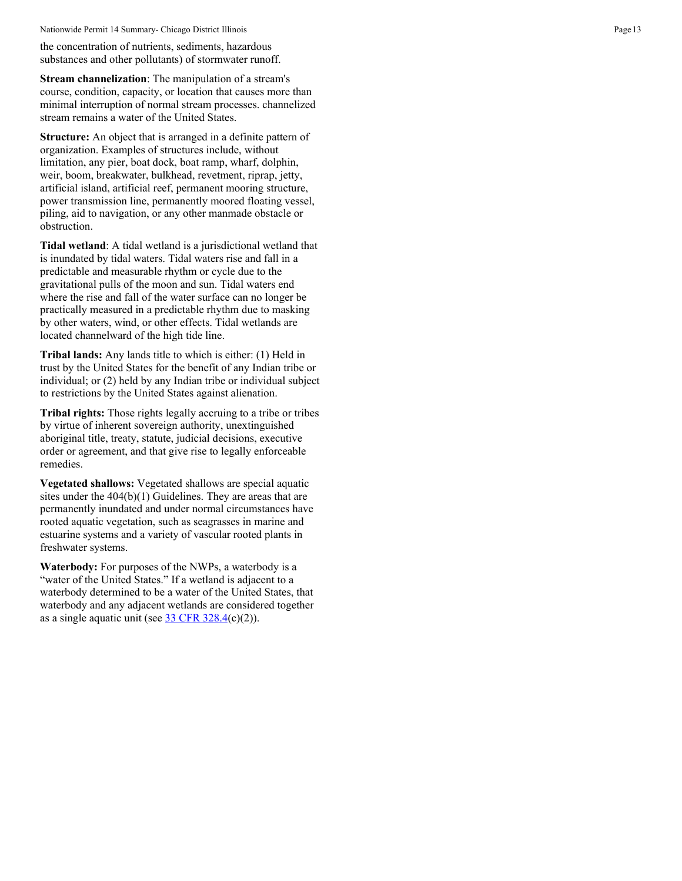the concentration of nutrients, sediments, hazardous substances and other pollutants) of stormwater runoff.

**Stream channelization**: The manipulation of a stream's course, condition, capacity, or location that causes more than minimal interruption of normal stream processes. channelized stream remains a water of the United States.

**Structure:** An object that is arranged in a definite pattern of organization. Examples of structures include, without limitation, any pier, boat dock, boat ramp, wharf, dolphin, weir, boom, breakwater, bulkhead, revetment, riprap, jetty, artificial island, artificial reef, permanent mooring structure, power transmission line, permanently moored floating vessel, piling, aid to navigation, or any other manmade obstacle or obstruction.

**Tidal wetland**: A tidal wetland is a jurisdictional wetland that is inundated by tidal waters. Tidal waters rise and fall in a predictable and measurable rhythm or cycle due to the gravitational pulls of the moon and sun. Tidal waters end where the rise and fall of the water surface can no longer be practically measured in a predictable rhythm due to masking by other waters, wind, or other effects. Tidal wetlands are located channelward of the high tide line.

**Tribal lands:** Any lands title to which is either: (1) Held in trust by the United States for the benefit of any Indian tribe or individual; or (2) held by any Indian tribe or individual subject to restrictions by the United States against alienation.

**Tribal rights:** Those rights legally accruing to a tribe or tribes by virtue of inherent sovereign authority, unextinguished aboriginal title, treaty, statute, judicial decisions, executive order or agreement, and that give rise to legally enforceable remedies.

**Vegetated shallows:** Vegetated shallows are special aquatic sites under the 404(b)(1) Guidelines. They are areas that are permanently inundated and under normal circumstances have rooted aquatic vegetation, such as seagrasses in marine and estuarine systems and a variety of vascular rooted plants in freshwater systems.

**Waterbody:** For purposes of the NWPs, a waterbody is a "water of the United States." If a wetland is adjacent to a waterbody determined to be a water of the United States, that waterbody and any adjacent wetlands are considered together as a single aquatic unit (see 33 CFR 328.4(c)(2)).